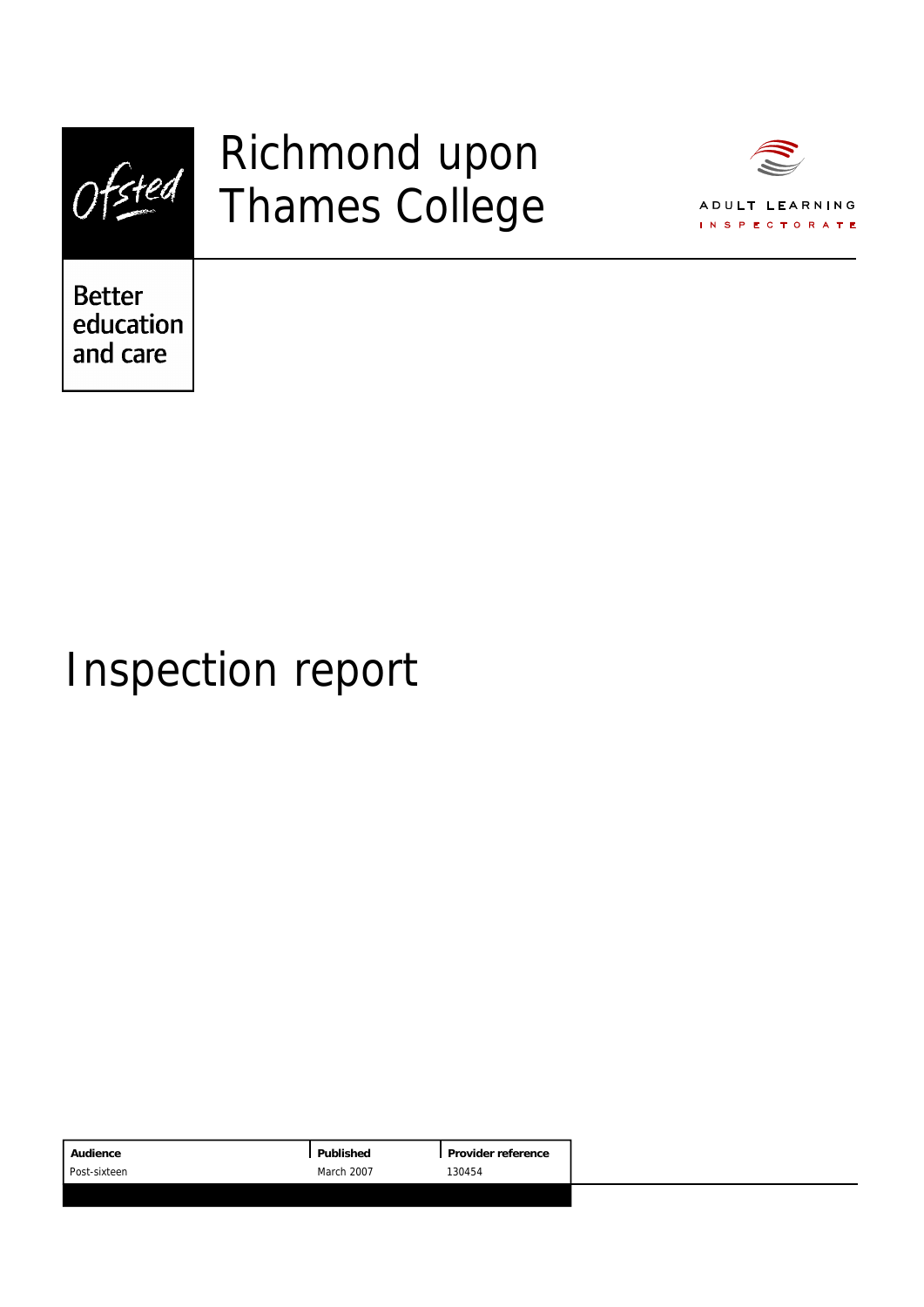Ofsted

# Richmond upon Thames College

ADULT LEARNING INSPECTORATE

Better education and care

# Inspection report

| Audience | Published | Provider reference |
|---|---|---|
| Post-sixteen | March 2007 | 130454 |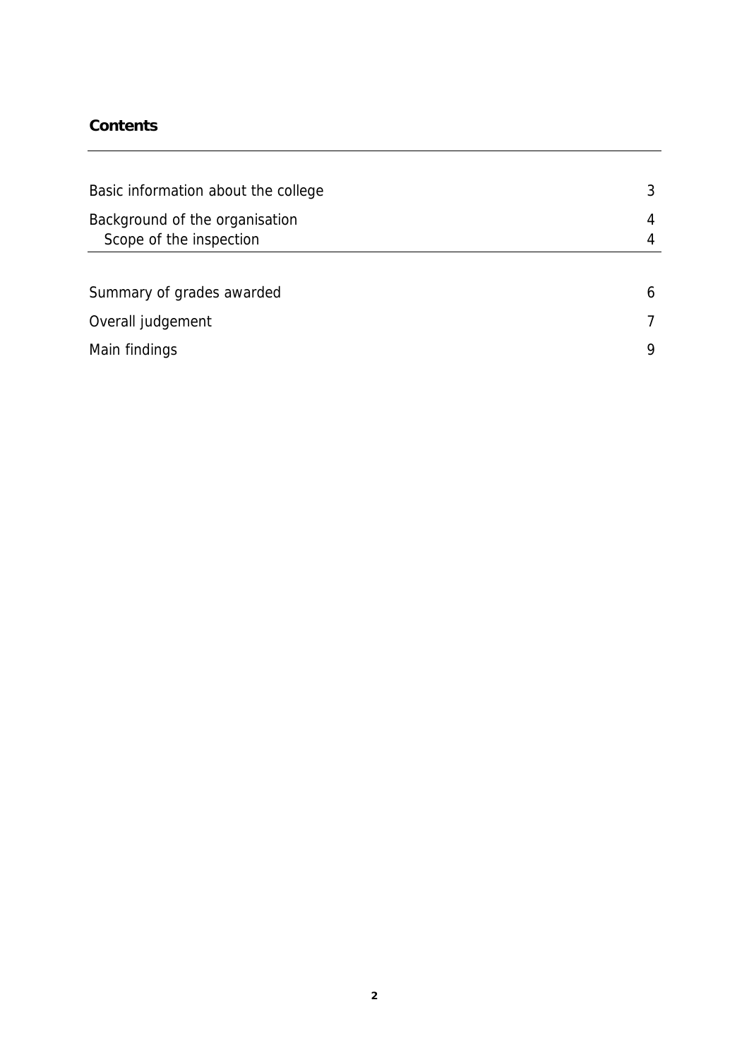**Contents**

| | |
|---|---|
| Basic information about the college | 3 |
| Background of the organisation | 4 |
| Scope of the inspection | 4 |
| Summary of grades awarded | 6 |
| Overall judgement | 7 |
| Main findings | 9 |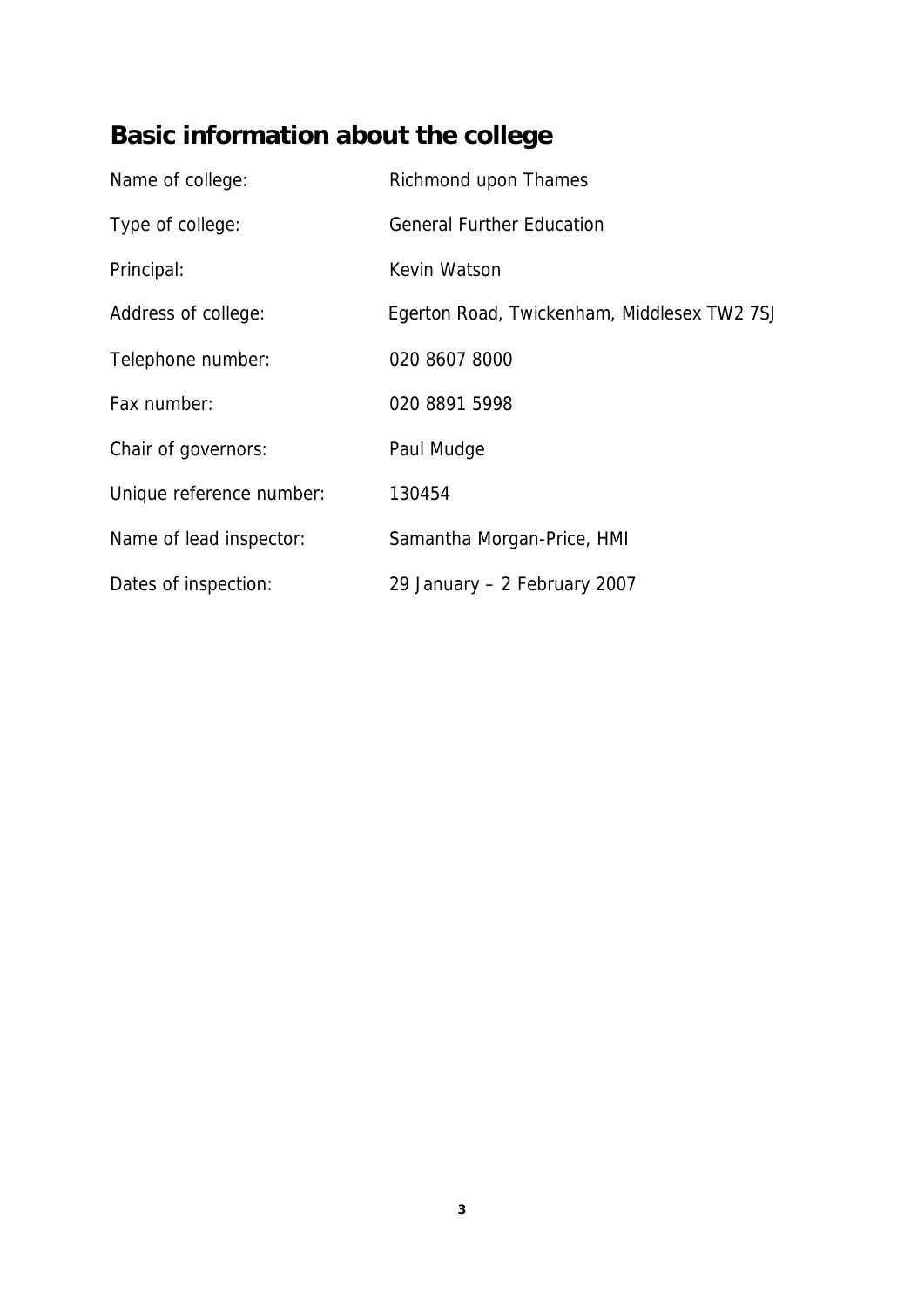## Basic information about the college

| | |
|---|---|
| Name of college: | Richmond upon Thames |
| Type of college: | General Further Education |
| Principal: | Kevin Watson |
| Address of college: | Egerton Road, Twickenham, Middlesex TW2 7SJ |
| Telephone number: | 020 8607 8000 |
| Fax number: | 020 8891 5998 |
| Chair of governors: | Paul Mudge |
| Unique reference number: | 130454 |
| Name of lead inspector: | Samantha Morgan-Price, HMI |
| Dates of inspection: | 29 January – 2 February 2007 |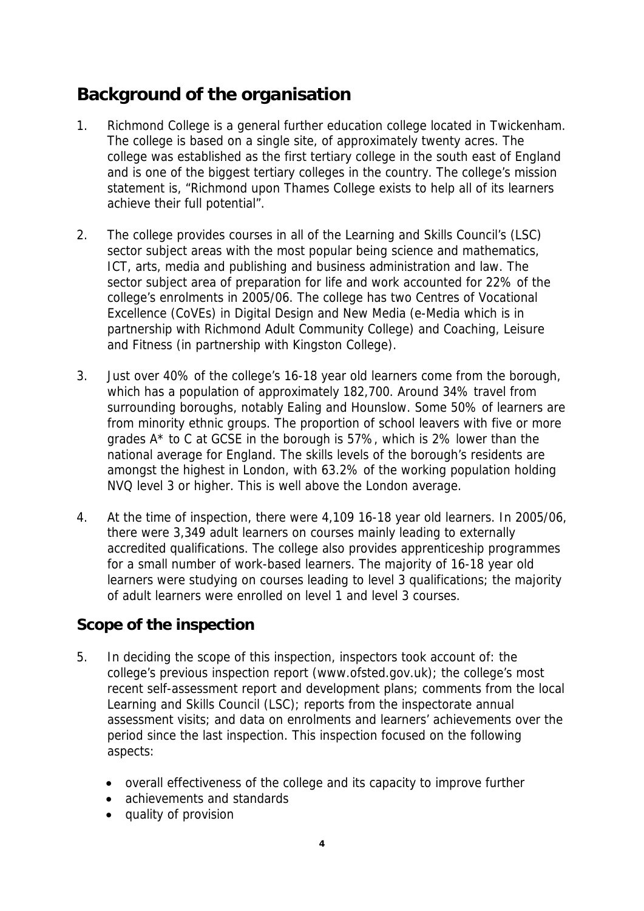## Background of the organisation

1. Richmond College is a general further education college located in Twickenham. The college is based on a single site, of approximately twenty acres. The college was established as the first tertiary college in the south east of England and is one of the biggest tertiary colleges in the country. The college's mission statement is, "Richmond upon Thames College exists to help all of its learners achieve their full potential".

2. The college provides courses in all of the Learning and Skills Council's (LSC) sector subject areas with the most popular being science and mathematics, ICT, arts, media and publishing and business administration and law. The sector subject area of preparation for life and work accounted for 22% of the college's enrolments in 2005/06. The college has two Centres of Vocational Excellence (CoVEs) in Digital Design and New Media (e-Media which is in partnership with Richmond Adult Community College) and Coaching, Leisure and Fitness (in partnership with Kingston College).

3. Just over 40% of the college's 16-18 year old learners come from the borough, which has a population of approximately 182,700. Around 34% travel from surrounding boroughs, notably Ealing and Hounslow. Some 50% of learners are from minority ethnic groups. The proportion of school leavers with five or more grades A* to C at GCSE in the borough is 57%, which is 2% lower than the national average for England. The skills levels of the borough's residents are amongst the highest in London, with 63.2% of the working population holding NVQ level 3 or higher. This is well above the London average.

4. At the time of inspection, there were 4,109 16-18 year old learners. In 2005/06, there were 3,349 adult learners on courses mainly leading to externally accredited qualifications. The college also provides apprenticeship programmes for a small number of work-based learners. The majority of 16-18 year old learners were studying on courses leading to level 3 qualifications; the majority of adult learners were enrolled on level 1 and level 3 courses.

## Scope of the inspection

5. In deciding the scope of this inspection, inspectors took account of: the college's previous inspection report (www.ofsted.gov.uk); the college's most recent self-assessment report and development plans; comments from the local Learning and Skills Council (LSC); reports from the inspectorate annual assessment visits; and data on enrolments and learners' achievements over the period since the last inspection. This inspection focused on the following aspects:

   - overall effectiveness of the college and its capacity to improve further
   - achievements and standards
   - quality of provision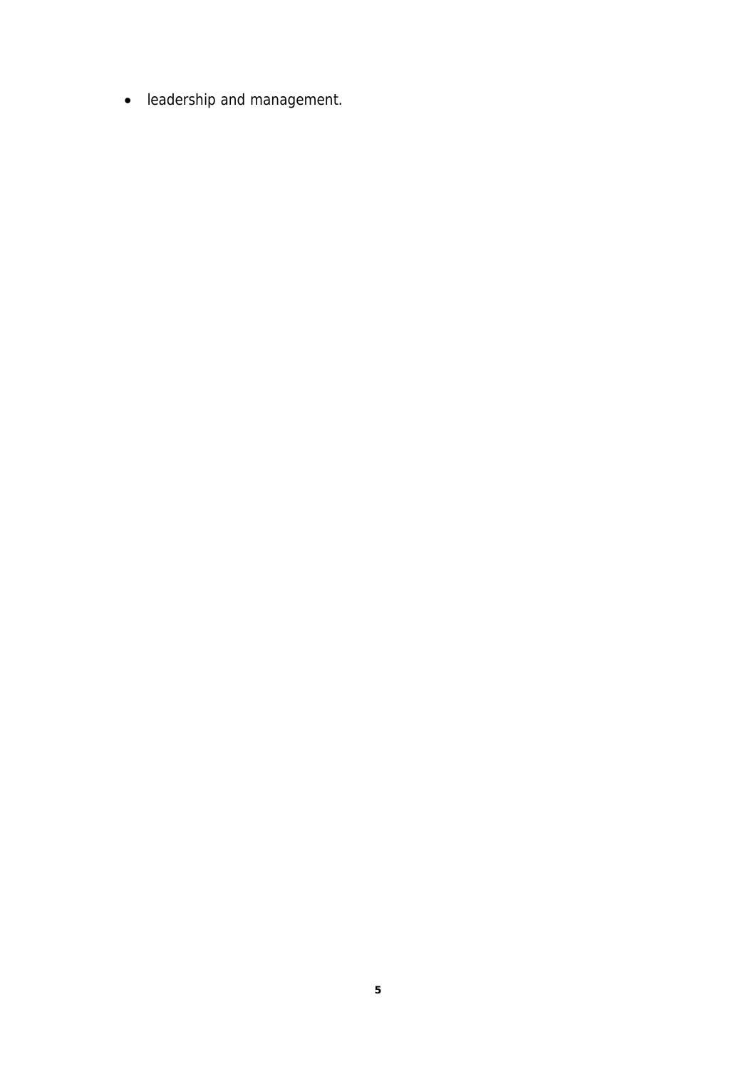- leadership and management.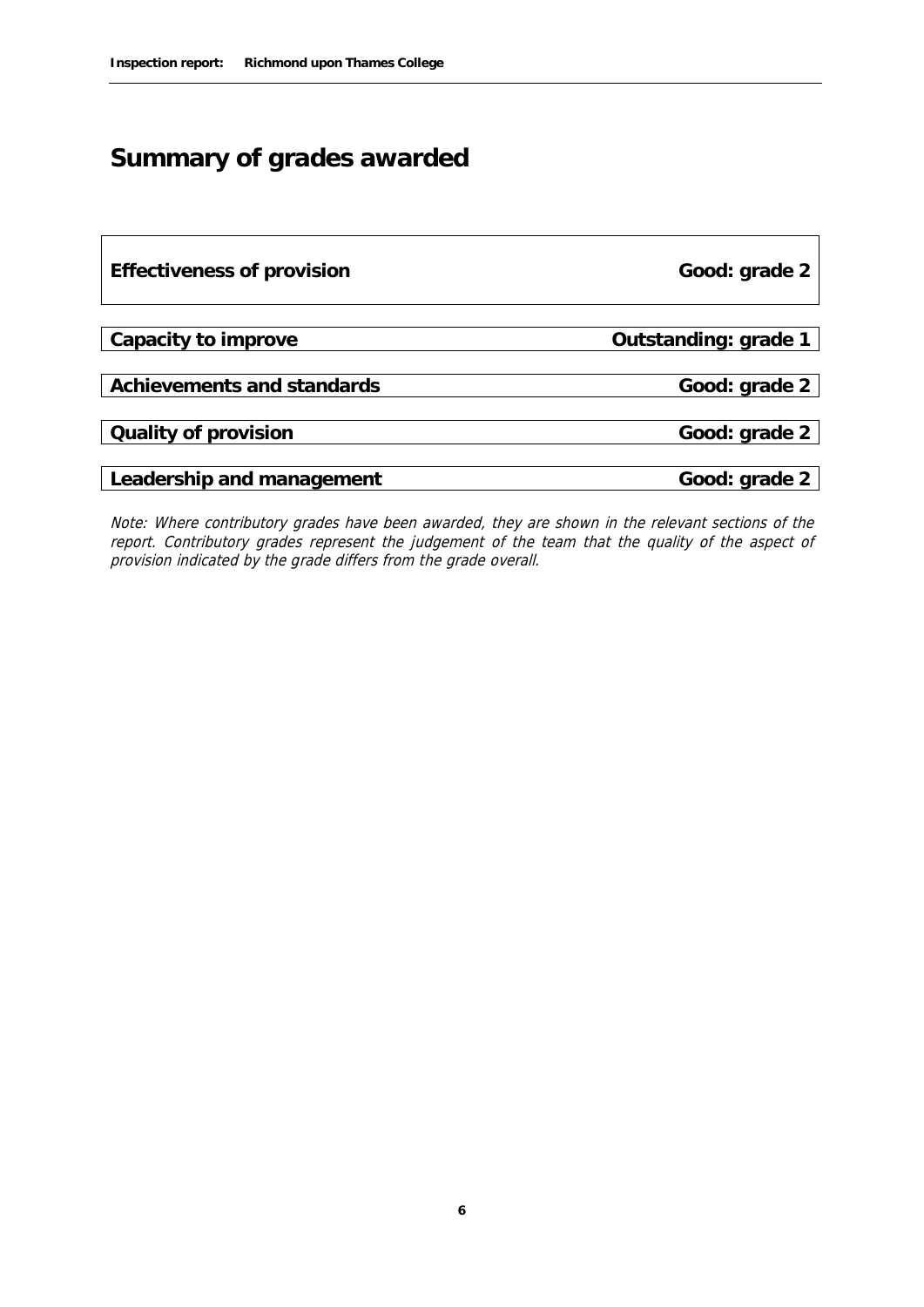## Summary of grades awarded

| | |
|---|---|
| **Effectiveness of provision** | **Good: grade 2** |
| **Capacity to improve** | **Outstanding: grade 1** |
| **Achievements and standards** | **Good: grade 2** |
| **Quality of provision** | **Good: grade 2** |
| **Leadership and management** | **Good: grade 2** |

*Note: Where contributory grades have been awarded, they are shown in the relevant sections of the report. Contributory grades represent the judgement of the team that the quality of the aspect of provision indicated by the grade differs from the grade overall.*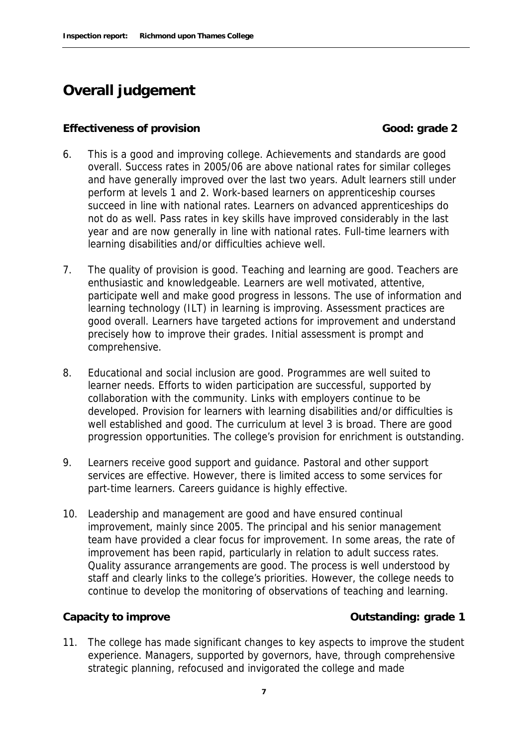# Overall judgement

**Effectiveness of provision** **Good: grade 2**

6. This is a good and improving college. Achievements and standards are good overall. Success rates in 2005/06 are above national rates for similar colleges and have generally improved over the last two years. Adult learners still under perform at levels 1 and 2. Work-based learners on apprenticeship courses succeed in line with national rates. Learners on advanced apprenticeships do not do as well. Pass rates in key skills have improved considerably in the last year and are now generally in line with national rates. Full-time learners with learning disabilities and/or difficulties achieve well.

7. The quality of provision is good. Teaching and learning are good. Teachers are enthusiastic and knowledgeable. Learners are well motivated, attentive, participate well and make good progress in lessons. The use of information and learning technology (ILT) in learning is improving. Assessment practices are good overall. Learners have targeted actions for improvement and understand precisely how to improve their grades. Initial assessment is prompt and comprehensive.

8. Educational and social inclusion are good. Programmes are well suited to learner needs. Efforts to widen participation are successful, supported by collaboration with the community. Links with employers continue to be developed. Provision for learners with learning disabilities and/or difficulties is well established and good. The curriculum at level 3 is broad. There are good progression opportunities. The college's provision for enrichment is outstanding.

9. Learners receive good support and guidance. Pastoral and other support services are effective. However, there is limited access to some services for part-time learners. Careers guidance is highly effective.

10. Leadership and management are good and have ensured continual improvement, mainly since 2005. The principal and his senior management team have provided a clear focus for improvement. In some areas, the rate of improvement has been rapid, particularly in relation to adult success rates. Quality assurance arrangements are good. The process is well understood by staff and clearly links to the college's priorities. However, the college needs to continue to develop the monitoring of observations of teaching and learning.

**Capacity to improve** **Outstanding: grade 1**

11. The college has made significant changes to key aspects to improve the student experience. Managers, supported by governors, have, through comprehensive strategic planning, refocused and invigorated the college and made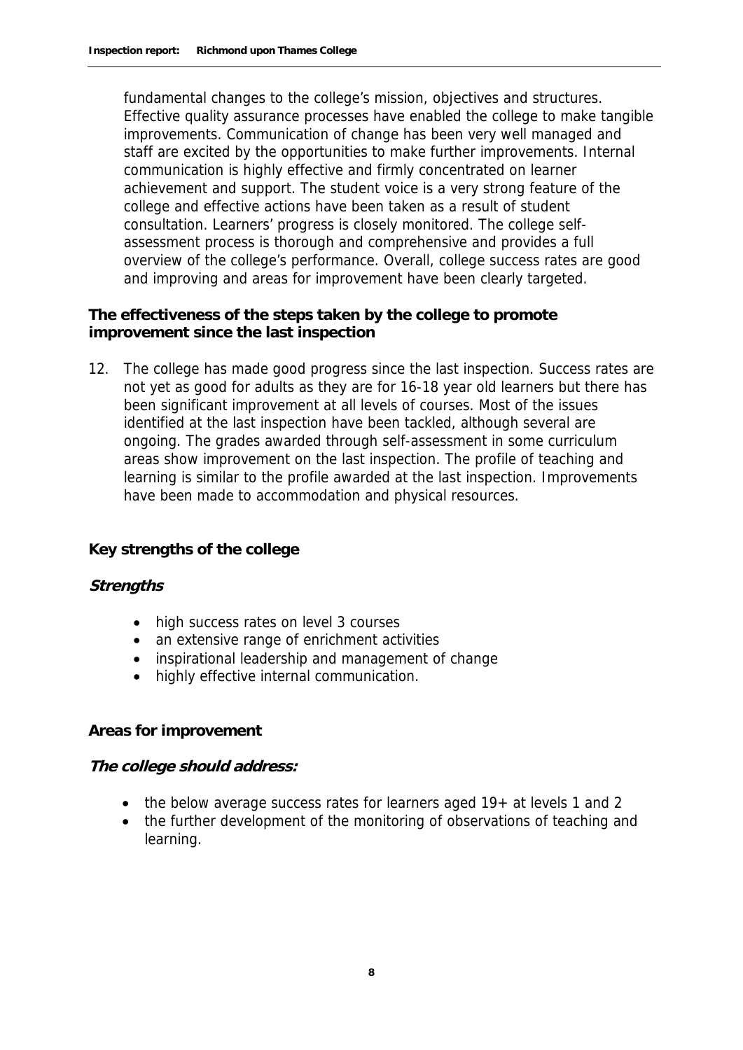fundamental changes to the college's mission, objectives and structures. Effective quality assurance processes have enabled the college to make tangible improvements. Communication of change has been very well managed and staff are excited by the opportunities to make further improvements. Internal communication is highly effective and firmly concentrated on learner achievement and support. The student voice is a very strong feature of the college and effective actions have been taken as a result of student consultation. Learners' progress is closely monitored. The college self-assessment process is thorough and comprehensive and provides a full overview of the college's performance. Overall, college success rates are good and improving and areas for improvement have been clearly targeted.

**The effectiveness of the steps taken by the college to promote improvement since the last inspection**

12. The college has made good progress since the last inspection. Success rates are not yet as good for adults as they are for 16-18 year old learners but there has been significant improvement at all levels of courses. Most of the issues identified at the last inspection have been tackled, although several are ongoing. The grades awarded through self-assessment in some curriculum areas show improvement on the last inspection. The profile of teaching and learning is similar to the profile awarded at the last inspection. Improvements have been made to accommodation and physical resources.

**Key strengths of the college**

***Strengths***

- high success rates on level 3 courses
- an extensive range of enrichment activities
- inspirational leadership and management of change
- highly effective internal communication.

**Areas for improvement**

***The college should address:***

- the below average success rates for learners aged 19+ at levels 1 and 2
- the further development of the monitoring of observations of teaching and learning.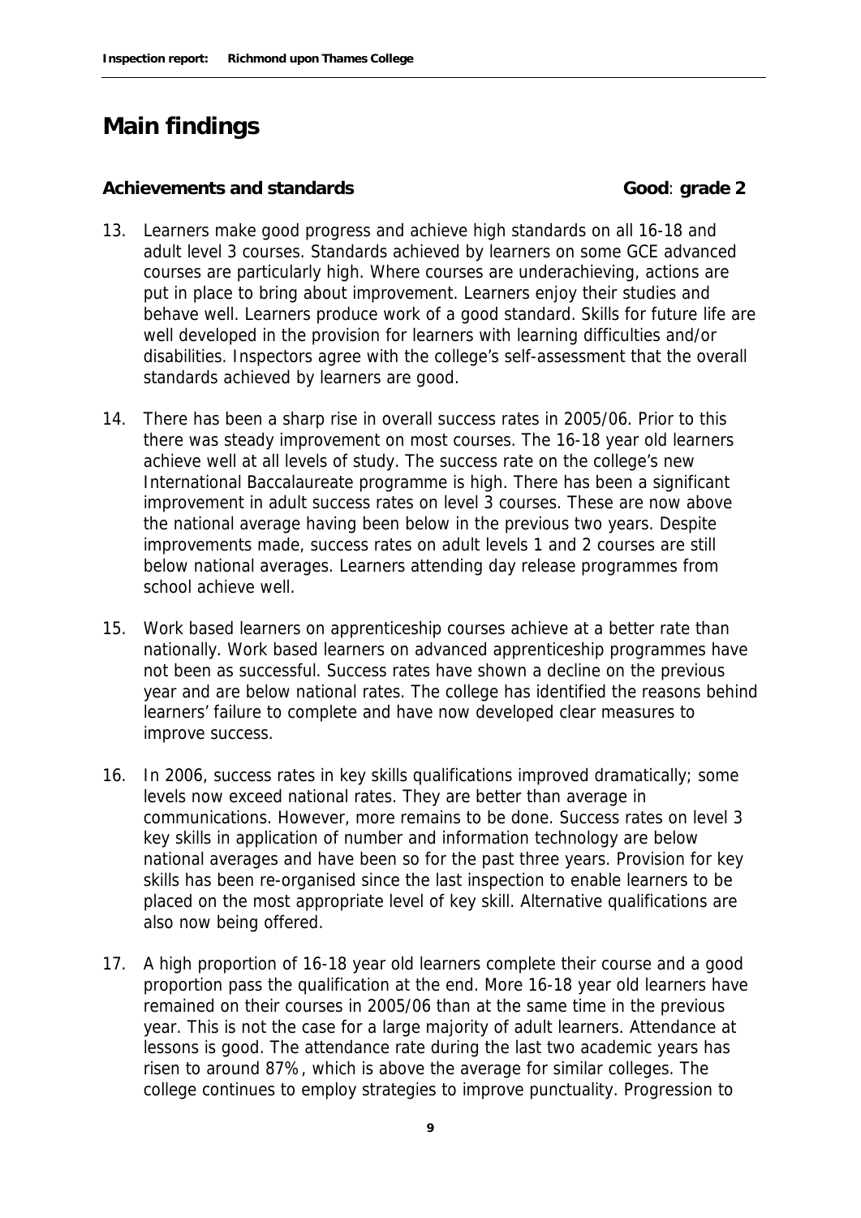# Main findings

**Achievements and standards** **Good: grade 2**

13. Learners make good progress and achieve high standards on all 16-18 and adult level 3 courses. Standards achieved by learners on some GCE advanced courses are particularly high. Where courses are underachieving, actions are put in place to bring about improvement. Learners enjoy their studies and behave well. Learners produce work of a good standard. Skills for future life are well developed in the provision for learners with learning difficulties and/or disabilities. Inspectors agree with the college's self-assessment that the overall standards achieved by learners are good.

14. There has been a sharp rise in overall success rates in 2005/06. Prior to this there was steady improvement on most courses. The 16-18 year old learners achieve well at all levels of study. The success rate on the college's new International Baccalaureate programme is high. There has been a significant improvement in adult success rates on level 3 courses. These are now above the national average having been below in the previous two years. Despite improvements made, success rates on adult levels 1 and 2 courses are still below national averages. Learners attending day release programmes from school achieve well.

15. Work based learners on apprenticeship courses achieve at a better rate than nationally. Work based learners on advanced apprenticeship programmes have not been as successful. Success rates have shown a decline on the previous year and are below national rates. The college has identified the reasons behind learners' failure to complete and have now developed clear measures to improve success.

16. In 2006, success rates in key skills qualifications improved dramatically; some levels now exceed national rates. They are better than average in communications. However, more remains to be done. Success rates on level 3 key skills in application of number and information technology are below national averages and have been so for the past three years. Provision for key skills has been re-organised since the last inspection to enable learners to be placed on the most appropriate level of key skill. Alternative qualifications are also now being offered.

17. A high proportion of 16-18 year old learners complete their course and a good proportion pass the qualification at the end. More 16-18 year old learners have remained on their courses in 2005/06 than at the same time in the previous year. This is not the case for a large majority of adult learners. Attendance at lessons is good. The attendance rate during the last two academic years has risen to around 87%, which is above the average for similar colleges. The college continues to employ strategies to improve punctuality. Progression to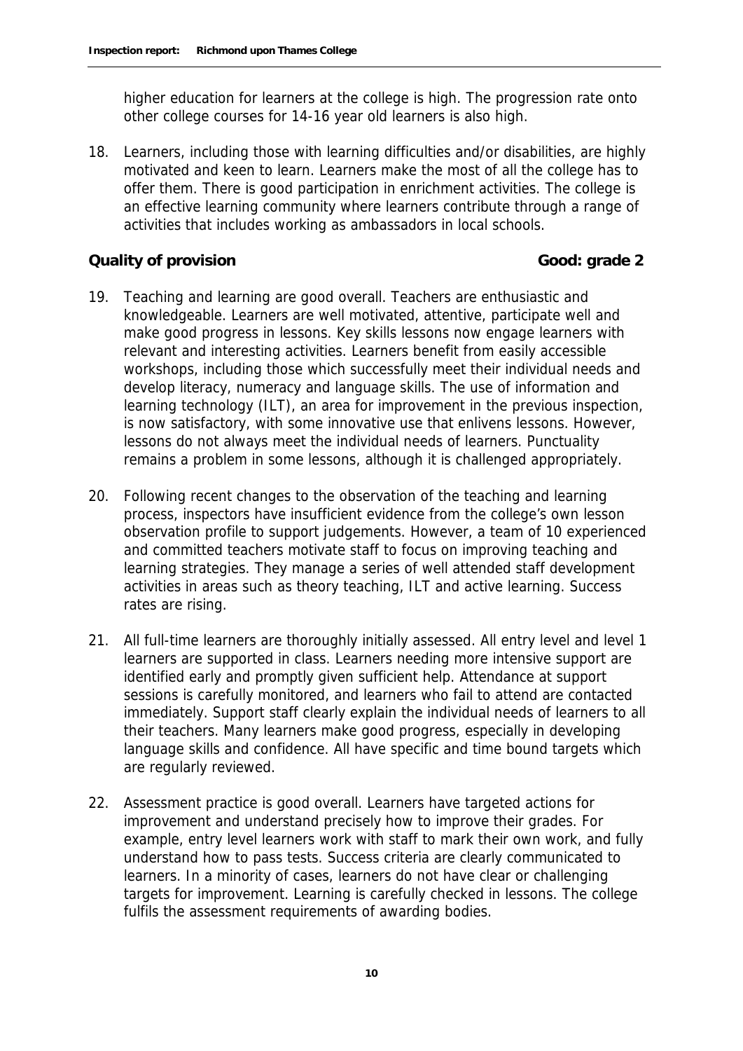higher education for learners at the college is high. The progression rate onto other college courses for 14-16 year old learners is also high.

18. Learners, including those with learning difficulties and/or disabilities, are highly motivated and keen to learn. Learners make the most of all the college has to offer them. There is good participation in enrichment activities. The college is an effective learning community where learners contribute through a range of activities that includes working as ambassadors in local schools.

**Quality of provision** **Good: grade 2**

19. Teaching and learning are good overall. Teachers are enthusiastic and knowledgeable. Learners are well motivated, attentive, participate well and make good progress in lessons. Key skills lessons now engage learners with relevant and interesting activities. Learners benefit from easily accessible workshops, including those which successfully meet their individual needs and develop literacy, numeracy and language skills. The use of information and learning technology (ILT), an area for improvement in the previous inspection, is now satisfactory, with some innovative use that enlivens lessons. However, lessons do not always meet the individual needs of learners. Punctuality remains a problem in some lessons, although it is challenged appropriately.

20. Following recent changes to the observation of the teaching and learning process, inspectors have insufficient evidence from the college's own lesson observation profile to support judgements. However, a team of 10 experienced and committed teachers motivate staff to focus on improving teaching and learning strategies. They manage a series of well attended staff development activities in areas such as theory teaching, ILT and active learning. Success rates are rising.

21. All full-time learners are thoroughly initially assessed. All entry level and level 1 learners are supported in class. Learners needing more intensive support are identified early and promptly given sufficient help. Attendance at support sessions is carefully monitored, and learners who fail to attend are contacted immediately. Support staff clearly explain the individual needs of learners to all their teachers. Many learners make good progress, especially in developing language skills and confidence. All have specific and time bound targets which are regularly reviewed.

22. Assessment practice is good overall. Learners have targeted actions for improvement and understand precisely how to improve their grades. For example, entry level learners work with staff to mark their own work, and fully understand how to pass tests. Success criteria are clearly communicated to learners. In a minority of cases, learners do not have clear or challenging targets for improvement. Learning is carefully checked in lessons. The college fulfils the assessment requirements of awarding bodies.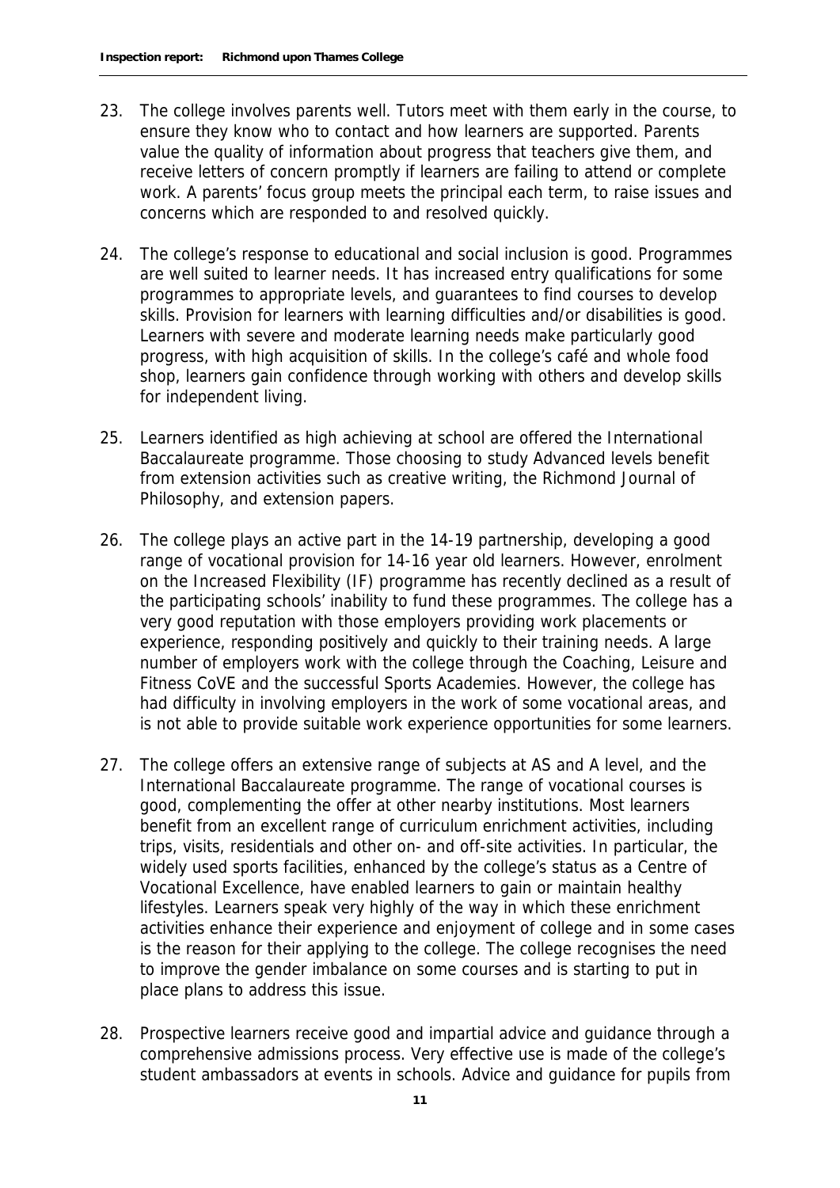23. The college involves parents well. Tutors meet with them early in the course, to ensure they know who to contact and how learners are supported. Parents value the quality of information about progress that teachers give them, and receive letters of concern promptly if learners are failing to attend or complete work. A parents' focus group meets the principal each term, to raise issues and concerns which are responded to and resolved quickly.

24. The college's response to educational and social inclusion is good. Programmes are well suited to learner needs. It has increased entry qualifications for some programmes to appropriate levels, and guarantees to find courses to develop skills. Provision for learners with learning difficulties and/or disabilities is good. Learners with severe and moderate learning needs make particularly good progress, with high acquisition of skills. In the college's café and whole food shop, learners gain confidence through working with others and develop skills for independent living.

25. Learners identified as high achieving at school are offered the International Baccalaureate programme. Those choosing to study Advanced levels benefit from extension activities such as creative writing, the Richmond Journal of Philosophy, and extension papers.

26. The college plays an active part in the 14-19 partnership, developing a good range of vocational provision for 14-16 year old learners. However, enrolment on the Increased Flexibility (IF) programme has recently declined as a result of the participating schools' inability to fund these programmes. The college has a very good reputation with those employers providing work placements or experience, responding positively and quickly to their training needs. A large number of employers work with the college through the Coaching, Leisure and Fitness CoVE and the successful Sports Academies. However, the college has had difficulty in involving employers in the work of some vocational areas, and is not able to provide suitable work experience opportunities for some learners.

27. The college offers an extensive range of subjects at AS and A level, and the International Baccalaureate programme. The range of vocational courses is good, complementing the offer at other nearby institutions. Most learners benefit from an excellent range of curriculum enrichment activities, including trips, visits, residentials and other on- and off-site activities. In particular, the widely used sports facilities, enhanced by the college's status as a Centre of Vocational Excellence, have enabled learners to gain or maintain healthy lifestyles. Learners speak very highly of the way in which these enrichment activities enhance their experience and enjoyment of college and in some cases is the reason for their applying to the college. The college recognises the need to improve the gender imbalance on some courses and is starting to put in place plans to address this issue.

28. Prospective learners receive good and impartial advice and guidance through a comprehensive admissions process. Very effective use is made of the college's student ambassadors at events in schools. Advice and guidance for pupils from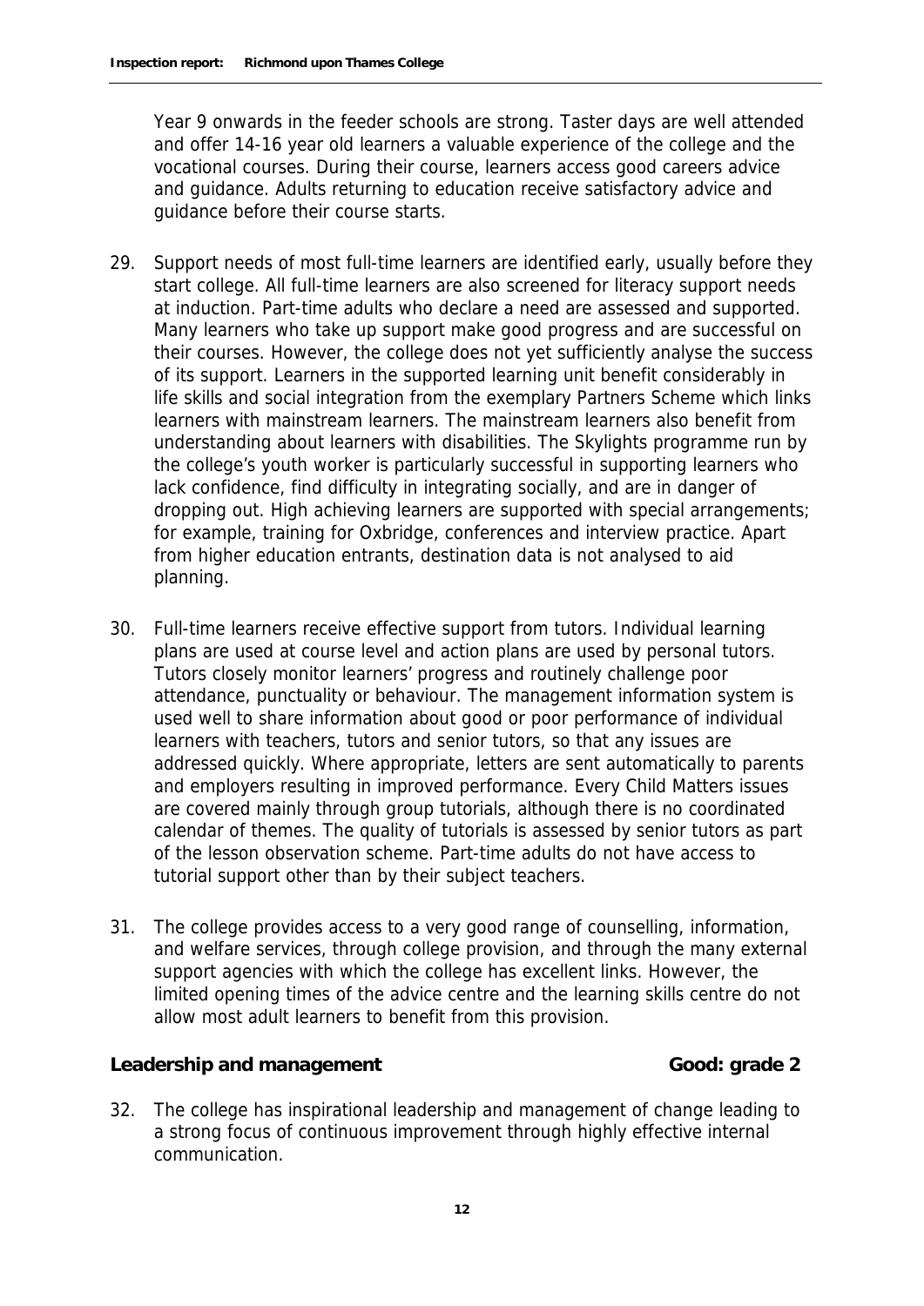Year 9 onwards in the feeder schools are strong. Taster days are well attended and offer 14-16 year old learners a valuable experience of the college and the vocational courses. During their course, learners access good careers advice and guidance. Adults returning to education receive satisfactory advice and guidance before their course starts.

29. Support needs of most full-time learners are identified early, usually before they start college. All full-time learners are also screened for literacy support needs at induction. Part-time adults who declare a need are assessed and supported. Many learners who take up support make good progress and are successful on their courses. However, the college does not yet sufficiently analyse the success of its support. Learners in the supported learning unit benefit considerably in life skills and social integration from the exemplary Partners Scheme which links learners with mainstream learners. The mainstream learners also benefit from understanding about learners with disabilities. The Skylights programme run by the college's youth worker is particularly successful in supporting learners who lack confidence, find difficulty in integrating socially, and are in danger of dropping out. High achieving learners are supported with special arrangements; for example, training for Oxbridge, conferences and interview practice. Apart from higher education entrants, destination data is not analysed to aid planning.

30. Full-time learners receive effective support from tutors. Individual learning plans are used at course level and action plans are used by personal tutors. Tutors closely monitor learners' progress and routinely challenge poor attendance, punctuality or behaviour. The management information system is used well to share information about good or poor performance of individual learners with teachers, tutors and senior tutors, so that any issues are addressed quickly. Where appropriate, letters are sent automatically to parents and employers resulting in improved performance. Every Child Matters issues are covered mainly through group tutorials, although there is no coordinated calendar of themes. The quality of tutorials is assessed by senior tutors as part of the lesson observation scheme. Part-time adults do not have access to tutorial support other than by their subject teachers.

31. The college provides access to a very good range of counselling, information, and welfare services, through college provision, and through the many external support agencies with which the college has excellent links. However, the limited opening times of the advice centre and the learning skills centre do not allow most adult learners to benefit from this provision.

## Leadership and management — Good: grade 2

32. The college has inspirational leadership and management of change leading to a strong focus of continuous improvement through highly effective internal communication.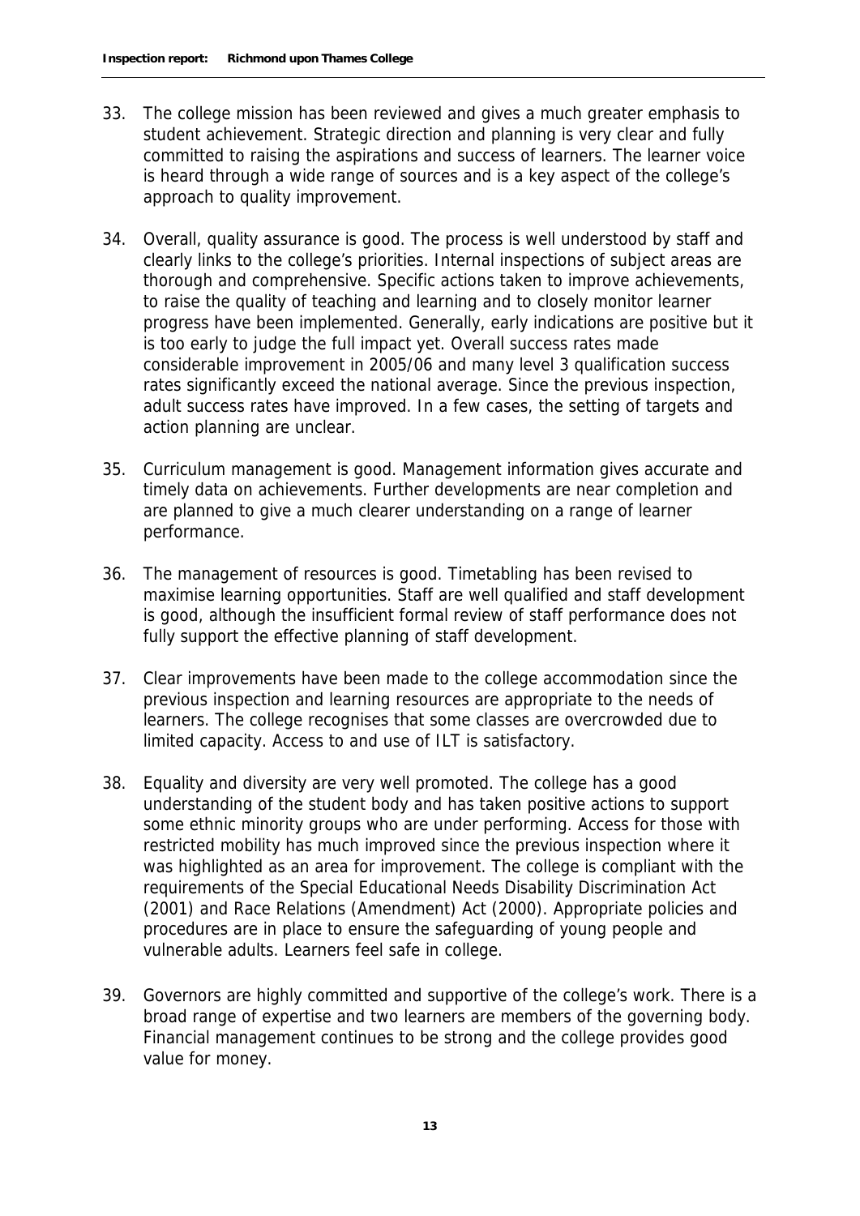33. The college mission has been reviewed and gives a much greater emphasis to student achievement. Strategic direction and planning is very clear and fully committed to raising the aspirations and success of learners. The learner voice is heard through a wide range of sources and is a key aspect of the college's approach to quality improvement.

34. Overall, quality assurance is good. The process is well understood by staff and clearly links to the college's priorities. Internal inspections of subject areas are thorough and comprehensive. Specific actions taken to improve achievements, to raise the quality of teaching and learning and to closely monitor learner progress have been implemented. Generally, early indications are positive but it is too early to judge the full impact yet. Overall success rates made considerable improvement in 2005/06 and many level 3 qualification success rates significantly exceed the national average. Since the previous inspection, adult success rates have improved. In a few cases, the setting of targets and action planning are unclear.

35. Curriculum management is good. Management information gives accurate and timely data on achievements. Further developments are near completion and are planned to give a much clearer understanding on a range of learner performance.

36. The management of resources is good. Timetabling has been revised to maximise learning opportunities. Staff are well qualified and staff development is good, although the insufficient formal review of staff performance does not fully support the effective planning of staff development.

37. Clear improvements have been made to the college accommodation since the previous inspection and learning resources are appropriate to the needs of learners. The college recognises that some classes are overcrowded due to limited capacity. Access to and use of ILT is satisfactory.

38. Equality and diversity are very well promoted. The college has a good understanding of the student body and has taken positive actions to support some ethnic minority groups who are under performing. Access for those with restricted mobility has much improved since the previous inspection where it was highlighted as an area for improvement. The college is compliant with the requirements of the Special Educational Needs Disability Discrimination Act (2001) and Race Relations (Amendment) Act (2000). Appropriate policies and procedures are in place to ensure the safeguarding of young people and vulnerable adults. Learners feel safe in college.

39. Governors are highly committed and supportive of the college's work. There is a broad range of expertise and two learners are members of the governing body. Financial management continues to be strong and the college provides good value for money.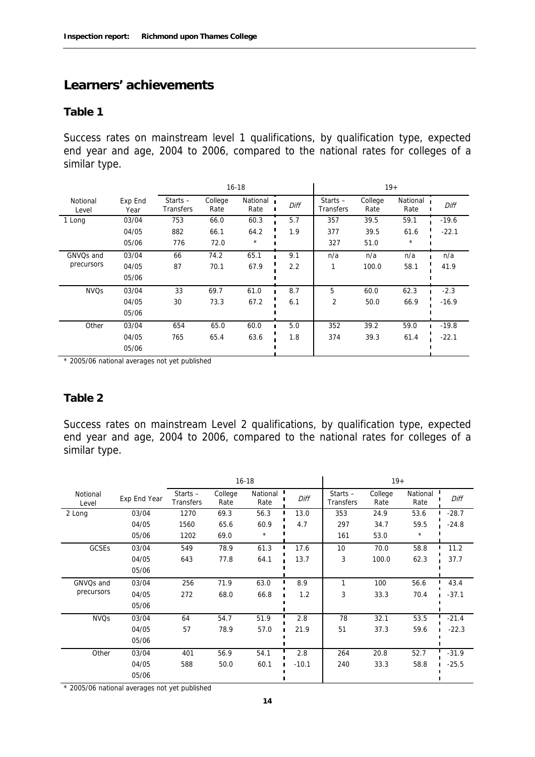## Learners' achievements

### Table 1

Success rates on mainstream level 1 qualifications, by qualification type, expected end year and age, 2004 to 2006, compared to the national rates for colleges of a similar type.

| | | 16-18 | | | | 19+ | | | |
|---|---|---|---|---|---|---|---|---|---|
| Notional Level | Exp End Year | Starts – Transfers | College Rate | National Rate | Diff | Starts – Transfers | College Rate | National Rate | Diff |
| 1 Long | 03/04 | 753 | 66.0 | 60.3 | 5.7 | 357 | 39.5 | 59.1 | -19.6 |
| | 04/05 | 882 | 66.1 | 64.2 | 1.9 | 377 | 39.5 | 61.6 | -22.1 |
| | 05/06 | 776 | 72.0 | * | | 327 | 51.0 | * | |
| GNVQs and precursors | 03/04 | 66 | 74.2 | 65.1 | 9.1 | n/a | n/a | n/a | n/a |
| | 04/05 | 87 | 70.1 | 67.9 | 2.2 | 1 | 100.0 | 58.1 | 41.9 |
| | 05/06 | | | | | | | | |
| NVQs | 03/04 | 33 | 69.7 | 61.0 | 8.7 | 5 | 60.0 | 62.3 | -2.3 |
| | 04/05 | 30 | 73.3 | 67.2 | 6.1 | 2 | 50.0 | 66.9 | -16.9 |
| | 05/06 | | | | | | | | |
| Other | 03/04 | 654 | 65.0 | 60.0 | 5.0 | 352 | 39.2 | 59.0 | -19.8 |
| | 04/05 | 765 | 65.4 | 63.6 | 1.8 | 374 | 39.3 | 61.4 | -22.1 |
| | 05/06 | | | | | | | | |

* 2005/06 national averages not yet published

### Table 2

Success rates on mainstream Level 2 qualifications, by qualification type, expected end year and age, 2004 to 2006, compared to the national rates for colleges of a similar type.

| | | 16-18 | | | | 19+ | | | |
|---|---|---|---|---|---|---|---|---|---|
| Notional Level | Exp End Year | Starts – Transfers | College Rate | National Rate | Diff | Starts – Transfers | College Rate | National Rate | Diff |
| 2 Long | 03/04 | 1270 | 69.3 | 56.3 | 13.0 | 353 | 24.9 | 53.6 | -28.7 |
| | 04/05 | 1560 | 65.6 | 60.9 | 4.7 | 297 | 34.7 | 59.5 | -24.8 |
| | 05/06 | 1202 | 69.0 | * | | 161 | 53.0 | * | |
| GCSEs | 03/04 | 549 | 78.9 | 61.3 | 17.6 | 10 | 70.0 | 58.8 | 11.2 |
| | 04/05 | 643 | 77.8 | 64.1 | 13.7 | 3 | 100.0 | 62.3 | 37.7 |
| | 05/06 | | | | | | | | |
| GNVQs and precursors | 03/04 | 256 | 71.9 | 63.0 | 8.9 | 1 | 100 | 56.6 | 43.4 |
| | 04/05 | 272 | 68.0 | 66.8 | 1.2 | 3 | 33.3 | 70.4 | -37.1 |
| | 05/06 | | | | | | | | |
| NVQs | 03/04 | 64 | 54.7 | 51.9 | 2.8 | 78 | 32.1 | 53.5 | -21.4 |
| | 04/05 | 57 | 78.9 | 57.0 | 21.9 | 51 | 37.3 | 59.6 | -22.3 |
| | 05/06 | | | | | | | | |
| Other | 03/04 | 401 | 56.9 | 54.1 | 2.8 | 264 | 20.8 | 52.7 | -31.9 |
| | 04/05 | 588 | 50.0 | 60.1 | -10.1 | 240 | 33.3 | 58.8 | -25.5 |
| | 05/06 | | | | | | | | |

* 2005/06 national averages not yet published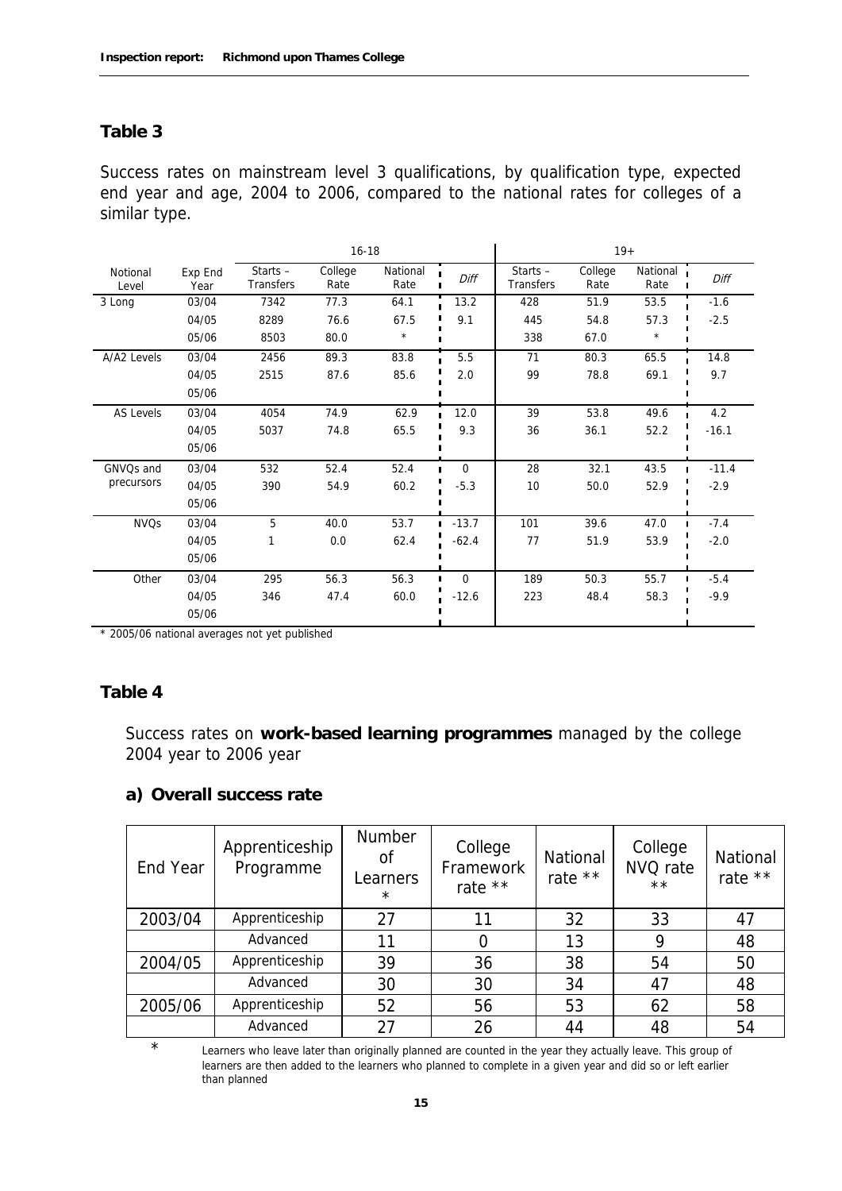## Table 3

Success rates on mainstream level 3 qualifications, by qualification type, expected end year and age, 2004 to 2006, compared to the national rates for colleges of a similar type.

| | | 16-18 | | | | 19+ | | | |
|---|---|---|---|---|---|---|---|---|---|
| Notional Level | Exp End Year | Starts – Transfers | College Rate | National Rate | *Diff* | Starts – Transfers | College Rate | National Rate | *Diff* |
| 3 Long | 03/04 | 7342 | 77.3 | 64.1 | 13.2 | 428 | 51.9 | 53.5 | -1.6 |
| | 04/05 | 8289 | 76.6 | 67.5 | 9.1 | 445 | 54.8 | 57.3 | -2.5 |
| | 05/06 | 8503 | 80.0 | * | | 338 | 67.0 | * | |
| A/A2 Levels | 03/04 | 2456 | 89.3 | 83.8 | 5.5 | 71 | 80.3 | 65.5 | 14.8 |
| | 04/05 | 2515 | 87.6 | 85.6 | 2.0 | 99 | 78.8 | 69.1 | 9.7 |
| | 05/06 | | | | | | | | |
| AS Levels | 03/04 | 4054 | 74.9 | 62.9 | 12.0 | 39 | 53.8 | 49.6 | 4.2 |
| | 04/05 | 5037 | 74.8 | 65.5 | 9.3 | 36 | 36.1 | 52.2 | -16.1 |
| | 05/06 | | | | | | | | |
| GNVQs and precursors | 03/04 | 532 | 52.4 | 52.4 | 0 | 28 | 32.1 | 43.5 | -11.4 |
| | 04/05 | 390 | 54.9 | 60.2 | -5.3 | 10 | 50.0 | 52.9 | -2.9 |
| | 05/06 | | | | | | | | |
| NVQs | 03/04 | 5 | 40.0 | 53.7 | -13.7 | 101 | 39.6 | 47.0 | -7.4 |
| | 04/05 | 1 | 0.0 | 62.4 | -62.4 | 77 | 51.9 | 53.9 | -2.0 |
| | 05/06 | | | | | | | | |
| Other | 03/04 | 295 | 56.3 | 56.3 | 0 | 189 | 50.3 | 55.7 | -5.4 |
| | 04/05 | 346 | 47.4 | 60.0 | -12.6 | 223 | 48.4 | 58.3 | -9.9 |
| | 05/06 | | | | | | | | |

\* 2005/06 national averages not yet published

## Table 4

Success rates on **work-based learning programmes** managed by the college 2004 year to 2006 year

### a) Overall success rate

| End Year | Apprenticeship Programme | Number of Learners * | College Framework rate ** | National rate ** | College NVQ rate ** | National rate ** |
|---|---|---|---|---|---|---|
| 2003/04 | Apprenticeship | 27 | 11 | 32 | 33 | 47 |
| | Advanced | 11 | 0 | 13 | 9 | 48 |
| 2004/05 | Apprenticeship | 39 | 36 | 38 | 54 | 50 |
| | Advanced | 30 | 30 | 34 | 47 | 48 |
| 2005/06 | Apprenticeship | 52 | 56 | 53 | 62 | 58 |
| | Advanced | 27 | 26 | 44 | 48 | 54 |

\* Learners who leave later than originally planned are counted in the year they actually leave. This group of learners are then added to the learners who planned to complete in a given year and did so or left earlier than planned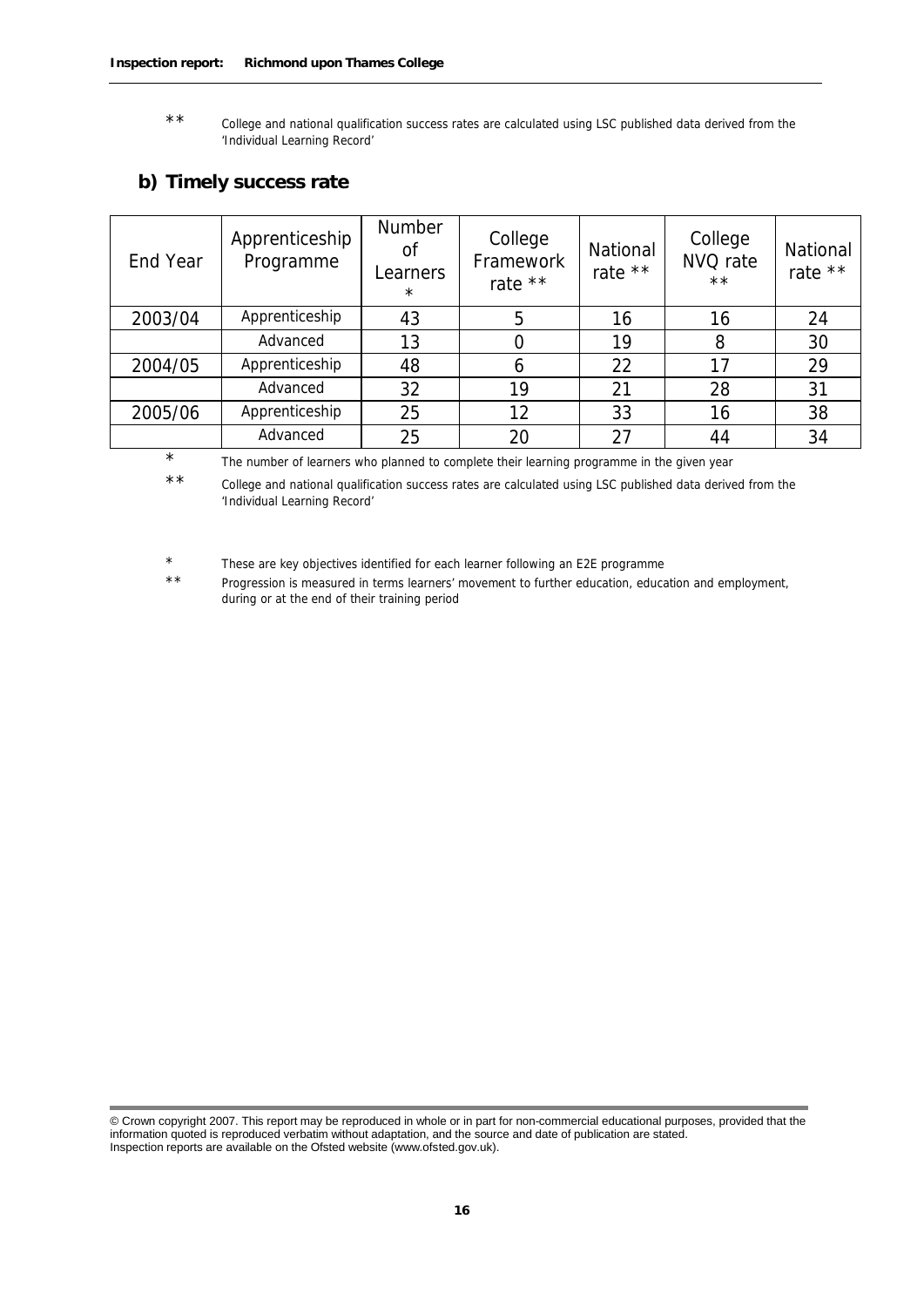** College and national qualification success rates are calculated using LSC published data derived from the 'Individual Learning Record'

## b) Timely success rate

| End Year | Apprenticeship Programme | Number of Learners * | College Framework rate ** | National rate ** | College NVQ rate ** | National rate ** |
|---|---|---|---|---|---|---|
| 2003/04 | Apprenticeship | 43 | 5 | 16 | 16 | 24 |
| | Advanced | 13 | 0 | 19 | 8 | 30 |
| 2004/05 | Apprenticeship | 48 | 6 | 22 | 17 | 29 |
| | Advanced | 32 | 19 | 21 | 28 | 31 |
| 2005/06 | Apprenticeship | 25 | 12 | 33 | 16 | 38 |
| | Advanced | 25 | 20 | 27 | 44 | 34 |

* The number of learners who planned to complete their learning programme in the given year

** College and national qualification success rates are calculated using LSC published data derived from the 'Individual Learning Record'

* These are key objectives identified for each learner following an E2E programme

** Progression is measured in terms learners' movement to further education, education and employment, during or at the end of their training period

© Crown copyright 2007. This report may be reproduced in whole or in part for non-commercial educational purposes, provided that the information quoted is reproduced verbatim without adaptation, and the source and date of publication are stated.
Inspection reports are available on the Ofsted website (www.ofsted.gov.uk).